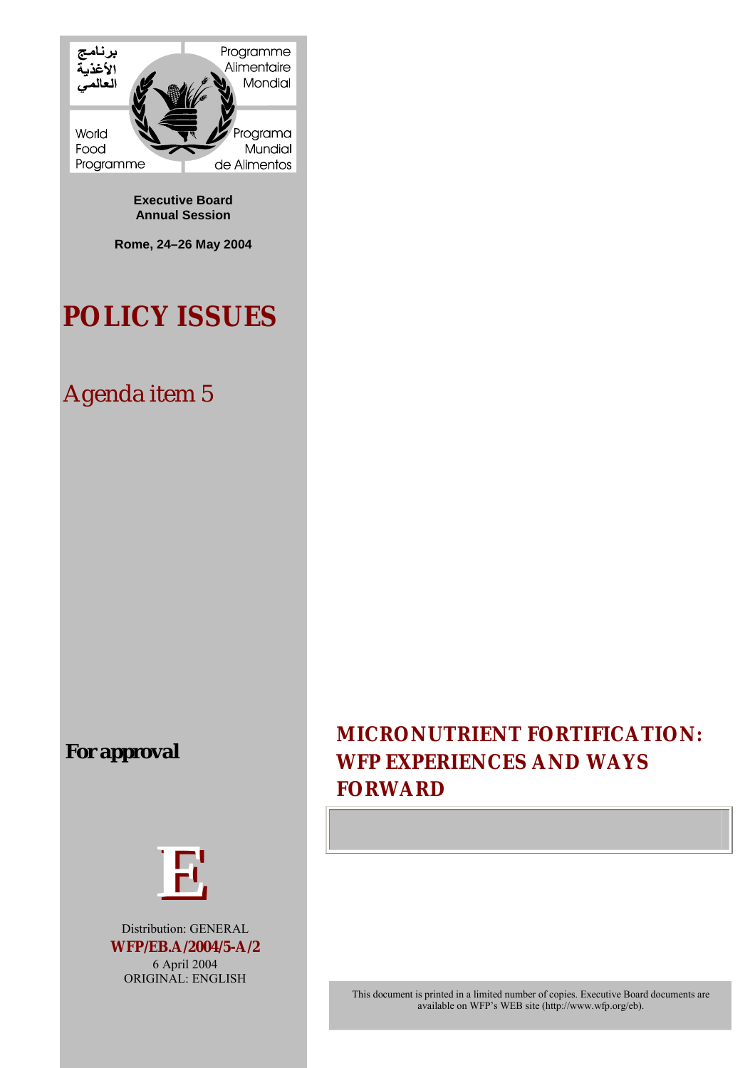برنامج الأغذية العالمي

Programme Alimentaire Mondial

World Food Programme

Programa Mundial de Alimentos

**Executive Board**
**Annual Session**

**Rome, 24–26 May 2004**

# POLICY ISSUES

## *Agenda item 5*

***For approval***

# MICRONUTRIENT FORTIFICATION: WFP EXPERIENCES AND WAYS FORWARD

E

Distribution: GENERAL

**WFP/EB.A/2004/5-A/2**

6 April 2004

ORIGINAL: ENGLISH

This document is printed in a limited number of copies. Executive Board documents are available on WFP's WEB site (http://www.wfp.org/eb).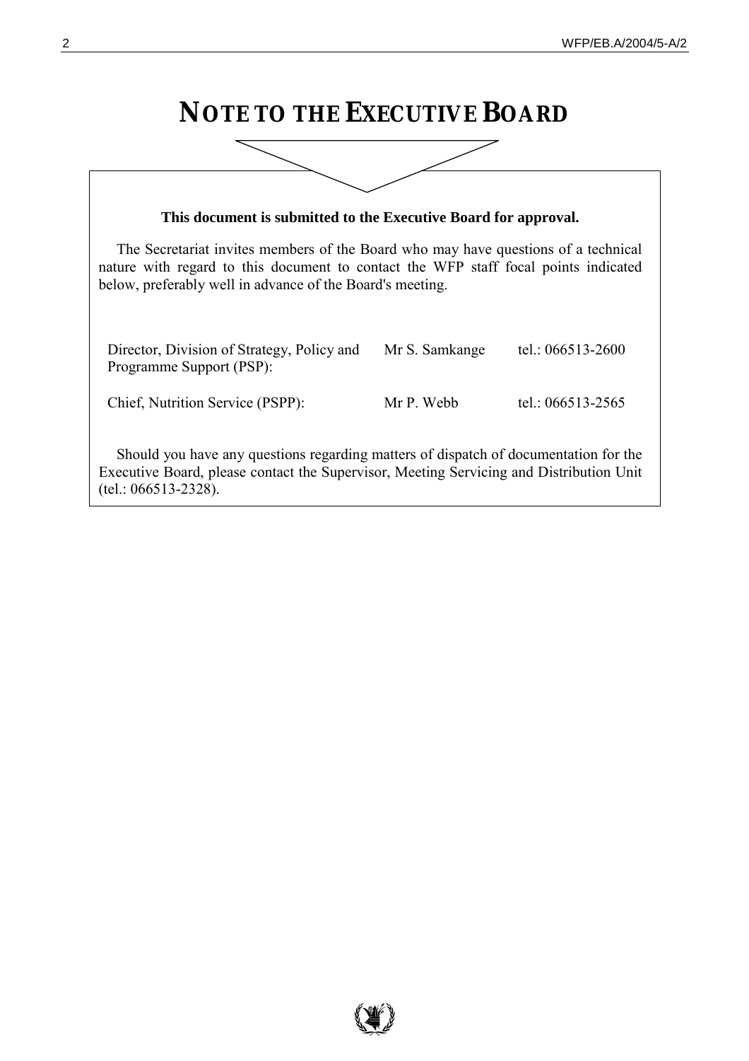# NOTE TO THE EXECUTIVE BOARD

**This document is submitted to the Executive Board for approval.**

The Secretariat invites members of the Board who may have questions of a technical nature with regard to this document to contact the WFP staff focal points indicated below, preferably well in advance of the Board's meeting.

| | | |
|---|---|---|
| Director, Division of Strategy, Policy and Programme Support (PSP): | Mr S. Samkange | tel.: 066513-2600 |
| Chief, Nutrition Service (PSPP): | Mr P. Webb | tel.: 066513-2565 |

Should you have any questions regarding matters of dispatch of documentation for the Executive Board, please contact the Supervisor, Meeting Servicing and Distribution Unit (tel.: 066513-2328).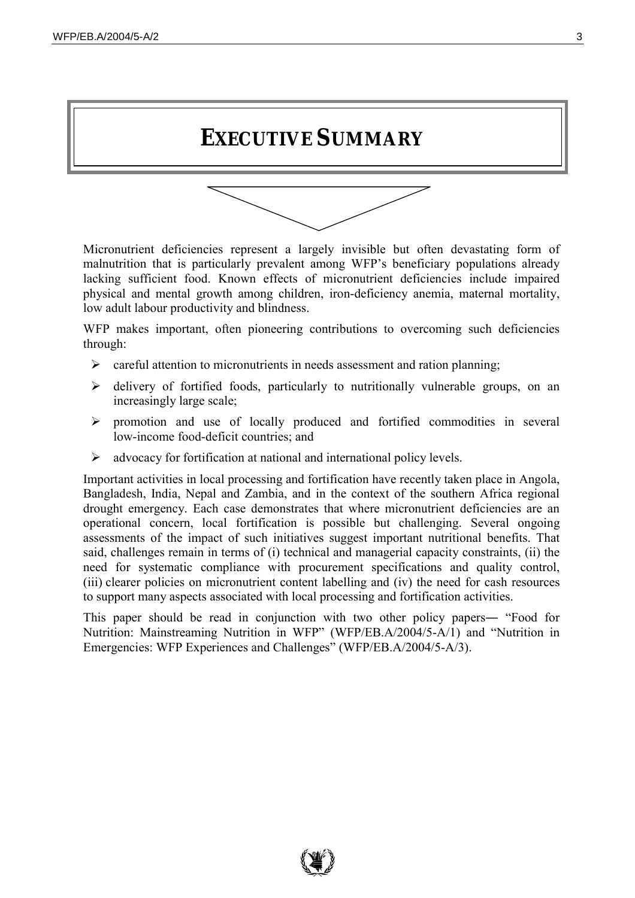# EXECUTIVE SUMMARY

Micronutrient deficiencies represent a largely invisible but often devastating form of malnutrition that is particularly prevalent among WFP's beneficiary populations already lacking sufficient food. Known effects of micronutrient deficiencies include impaired physical and mental growth among children, iron-deficiency anemia, maternal mortality, low adult labour productivity and blindness.

WFP makes important, often pioneering contributions to overcoming such deficiencies through:

- careful attention to micronutrients in needs assessment and ration planning;
- delivery of fortified foods, particularly to nutritionally vulnerable groups, on an increasingly large scale;
- promotion and use of locally produced and fortified commodities in several low-income food-deficit countries; and
- advocacy for fortification at national and international policy levels.

Important activities in local processing and fortification have recently taken place in Angola, Bangladesh, India, Nepal and Zambia, and in the context of the southern Africa regional drought emergency. Each case demonstrates that where micronutrient deficiencies are an operational concern, local fortification is possible but challenging. Several ongoing assessments of the impact of such initiatives suggest important nutritional benefits. That said, challenges remain in terms of (i) technical and managerial capacity constraints, (ii) the need for systematic compliance with procurement specifications and quality control, (iii) clearer policies on micronutrient content labelling and (iv) the need for cash resources to support many aspects associated with local processing and fortification activities.

This paper should be read in conjunction with two other policy papers— "Food for Nutrition: Mainstreaming Nutrition in WFP" (WFP/EB.A/2004/5-A/1) and "Nutrition in Emergencies: WFP Experiences and Challenges" (WFP/EB.A/2004/5-A/3).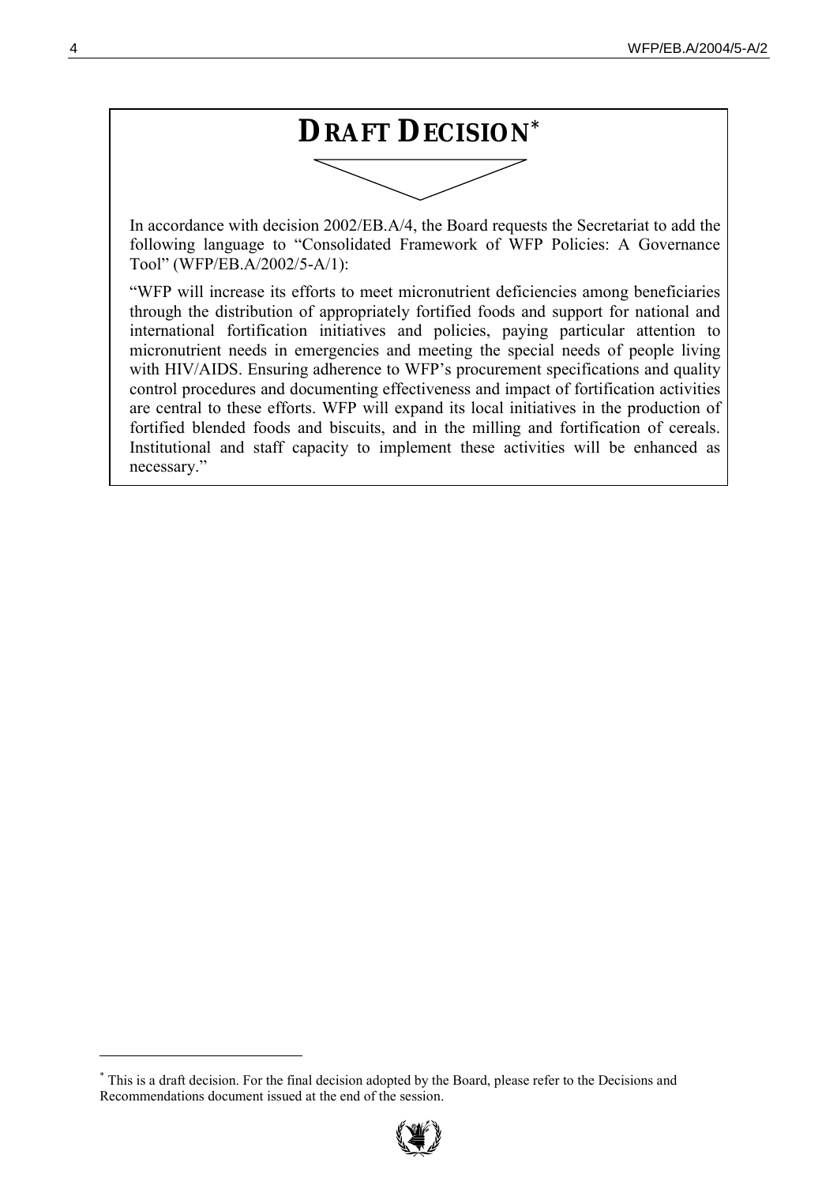# DRAFT DECISION[*]

In accordance with decision 2002/EB.A/4, the Board requests the Secretariat to add the following language to "Consolidated Framework of WFP Policies: A Governance Tool" (WFP/EB.A/2002/5-A/1):

"WFP will increase its efforts to meet micronutrient deficiencies among beneficiaries through the distribution of appropriately fortified foods and support for national and international fortification initiatives and policies, paying particular attention to micronutrient needs in emergencies and meeting the special needs of people living with HIV/AIDS. Ensuring adherence to WFP's procurement specifications and quality control procedures and documenting effectiveness and impact of fortification activities are central to these efforts. WFP will expand its local initiatives in the production of fortified blended foods and biscuits, and in the milling and fortification of cereals. Institutional and staff capacity to implement these activities will be enhanced as necessary."

[*] This is a draft decision. For the final decision adopted by the Board, please refer to the Decisions and Recommendations document issued at the end of the session.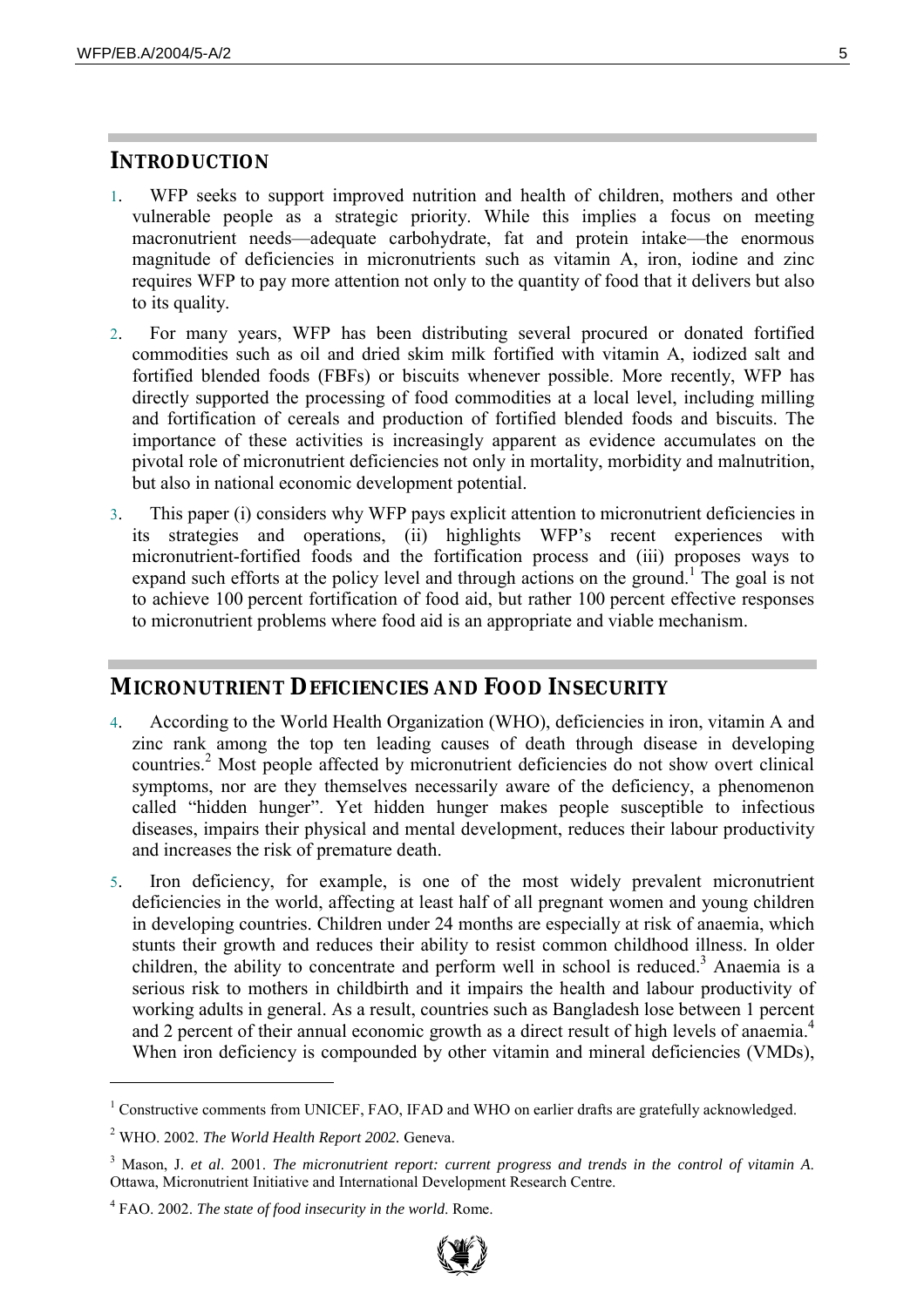## INTRODUCTION

1. WFP seeks to support improved nutrition and health of children, mothers and other vulnerable people as a strategic priority. While this implies a focus on meeting macronutrient needs—adequate carbohydrate, fat and protein intake—the enormous magnitude of deficiencies in micronutrients such as vitamin A, iron, iodine and zinc requires WFP to pay more attention not only to the quantity of food that it delivers but also to its quality.

2. For many years, WFP has been distributing several procured or donated fortified commodities such as oil and dried skim milk fortified with vitamin A, iodized salt and fortified blended foods (FBFs) or biscuits whenever possible. More recently, WFP has directly supported the processing of food commodities at a local level, including milling and fortification of cereals and production of fortified blended foods and biscuits. The importance of these activities is increasingly apparent as evidence accumulates on the pivotal role of micronutrient deficiencies not only in mortality, morbidity and malnutrition, but also in national economic development potential.

3. This paper (i) considers why WFP pays explicit attention to micronutrient deficiencies in its strategies and operations, (ii) highlights WFP's recent experiences with micronutrient-fortified foods and the fortification process and (iii) proposes ways to expand such efforts at the policy level and through actions on the ground.[1] The goal is not to achieve 100 percent fortification of food aid, but rather 100 percent effective responses to micronutrient problems where food aid is an appropriate and viable mechanism.

## MICRONUTRIENT DEFICIENCIES AND FOOD INSECURITY

4. According to the World Health Organization (WHO), deficiencies in iron, vitamin A and zinc rank among the top ten leading causes of death through disease in developing countries.[2] Most people affected by micronutrient deficiencies do not show overt clinical symptoms, nor are they themselves necessarily aware of the deficiency, a phenomenon called "hidden hunger". Yet hidden hunger makes people susceptible to infectious diseases, impairs their physical and mental development, reduces their labour productivity and increases the risk of premature death.

5. Iron deficiency, for example, is one of the most widely prevalent micronutrient deficiencies in the world, affecting at least half of all pregnant women and young children in developing countries. Children under 24 months are especially at risk of anaemia, which stunts their growth and reduces their ability to resist common childhood illness. In older children, the ability to concentrate and perform well in school is reduced.[3] Anaemia is a serious risk to mothers in childbirth and it impairs the health and labour productivity of working adults in general. As a result, countries such as Bangladesh lose between 1 percent and 2 percent of their annual economic growth as a direct result of high levels of anaemia.[4] When iron deficiency is compounded by other vitamin and mineral deficiencies (VMDs),

---

[1] Constructive comments from UNICEF, FAO, IFAD and WHO on earlier drafts are gratefully acknowledged.

[2] WHO. 2002. *The World Health Report 2002*. Geneva.

[3] Mason, J. *et al*. 2001. *The micronutrient report: current progress and trends in the control of vitamin A*. Ottawa, Micronutrient Initiative and International Development Research Centre.

[4] FAO. 2002. *The state of food insecurity in the world*. Rome.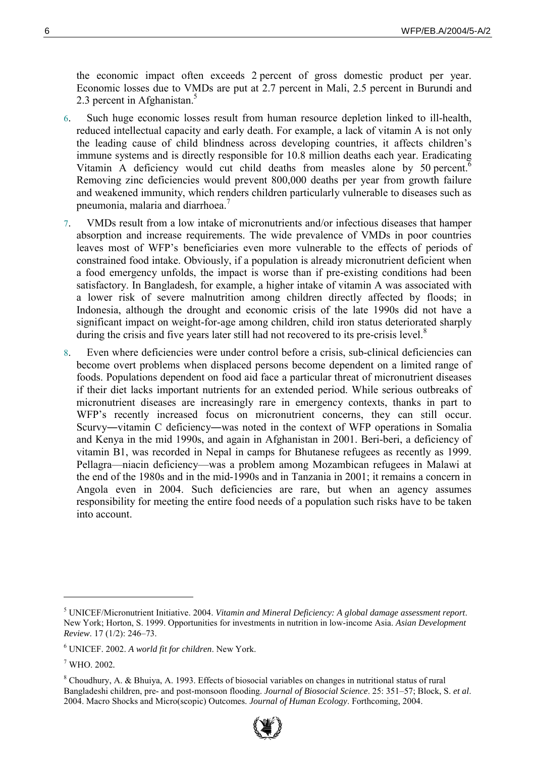the economic impact often exceeds 2 percent of gross domestic product per year. Economic losses due to VMDs are put at 2.7 percent in Mali, 2.5 percent in Burundi and 2.3 percent in Afghanistan.[5]

6. Such huge economic losses result from human resource depletion linked to ill-health, reduced intellectual capacity and early death. For example, a lack of vitamin A is not only the leading cause of child blindness across developing countries, it affects children's immune systems and is directly responsible for 10.8 million deaths each year. Eradicating Vitamin A deficiency would cut child deaths from measles alone by 50 percent.[6] Removing zinc deficiencies would prevent 800,000 deaths per year from growth failure and weakened immunity, which renders children particularly vulnerable to diseases such as pneumonia, malaria and diarrhoea.[7]

7. VMDs result from a low intake of micronutrients and/or infectious diseases that hamper absorption and increase requirements. The wide prevalence of VMDs in poor countries leaves most of WFP's beneficiaries even more vulnerable to the effects of periods of constrained food intake. Obviously, if a population is already micronutrient deficient when a food emergency unfolds, the impact is worse than if pre-existing conditions had been satisfactory. In Bangladesh, for example, a higher intake of vitamin A was associated with a lower risk of severe malnutrition among children directly affected by floods; in Indonesia, although the drought and economic crisis of the late 1990s did not have a significant impact on weight-for-age among children, child iron status deteriorated sharply during the crisis and five years later still had not recovered to its pre-crisis level.[8]

8. Even where deficiencies were under control before a crisis, sub-clinical deficiencies can become overt problems when displaced persons become dependent on a limited range of foods. Populations dependent on food aid face a particular threat of micronutrient diseases if their diet lacks important nutrients for an extended period. While serious outbreaks of micronutrient diseases are increasingly rare in emergency contexts, thanks in part to WFP's recently increased focus on micronutrient concerns, they can still occur. Scurvy―vitamin C deficiency―was noted in the context of WFP operations in Somalia and Kenya in the mid 1990s, and again in Afghanistan in 2001. Beri-beri, a deficiency of vitamin B1, was recorded in Nepal in camps for Bhutanese refugees as recently as 1999. Pellagra—niacin deficiency—was a problem among Mozambican refugees in Malawi at the end of the 1980s and in the mid-1990s and in Tanzania in 2001; it remains a concern in Angola even in 2004. Such deficiencies are rare, but when an agency assumes responsibility for meeting the entire food needs of a population such risks have to be taken into account.

---

[5] UNICEF/Micronutrient Initiative. 2004. *Vitamin and Mineral Deficiency: A global damage assessment report*. New York; Horton, S. 1999. Opportunities for investments in nutrition in low-income Asia. *Asian Development Review*. 17 (1/2): 246–73.

[6] UNICEF. 2002. *A world fit for children*. New York.

[7] WHO. 2002.

[8] Choudhury, A. & Bhuiya, A. 1993. Effects of biosocial variables on changes in nutritional status of rural Bangladeshi children, pre- and post-monsoon flooding. *Journal of Biosocial Science*. 25: 351–57; Block, S. *et al*. 2004. Macro Shocks and Micro(scopic) Outcomes. *Journal of Human Ecology*. Forthcoming, 2004.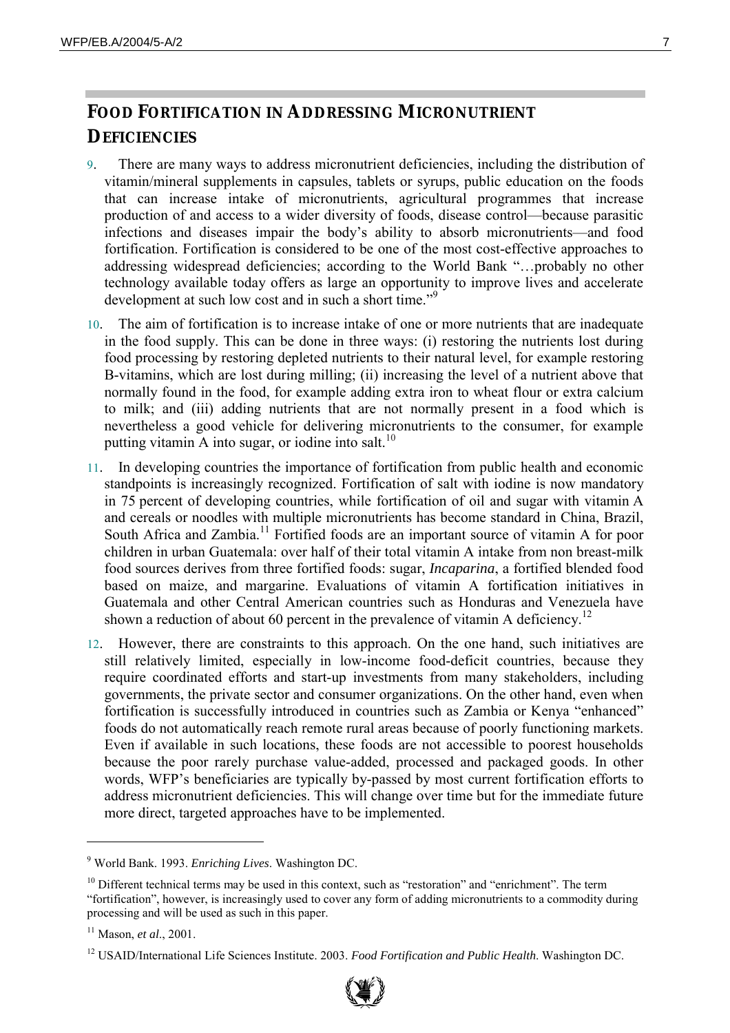## FOOD FORTIFICATION IN ADDRESSING MICRONUTRIENT DEFICIENCIES

9. There are many ways to address micronutrient deficiencies, including the distribution of vitamin/mineral supplements in capsules, tablets or syrups, public education on the foods that can increase intake of micronutrients, agricultural programmes that increase production of and access to a wider diversity of foods, disease control—because parasitic infections and diseases impair the body's ability to absorb micronutrients—and food fortification. Fortification is considered to be one of the most cost-effective approaches to addressing widespread deficiencies; according to the World Bank "…probably no other technology available today offers as large an opportunity to improve lives and accelerate development at such low cost and in such a short time."[9]

10. The aim of fortification is to increase intake of one or more nutrients that are inadequate in the food supply. This can be done in three ways: (i) restoring the nutrients lost during food processing by restoring depleted nutrients to their natural level, for example restoring B-vitamins, which are lost during milling; (ii) increasing the level of a nutrient above that normally found in the food, for example adding extra iron to wheat flour or extra calcium to milk; and (iii) adding nutrients that are not normally present in a food which is nevertheless a good vehicle for delivering micronutrients to the consumer, for example putting vitamin A into sugar, or iodine into salt.[10]

11. In developing countries the importance of fortification from public health and economic standpoints is increasingly recognized. Fortification of salt with iodine is now mandatory in 75 percent of developing countries, while fortification of oil and sugar with vitamin A and cereals or noodles with multiple micronutrients has become standard in China, Brazil, South Africa and Zambia.[11] Fortified foods are an important source of vitamin A for poor children in urban Guatemala: over half of their total vitamin A intake from non breast-milk food sources derives from three fortified foods: sugar, *Incaparina*, a fortified blended food based on maize, and margarine. Evaluations of vitamin A fortification initiatives in Guatemala and other Central American countries such as Honduras and Venezuela have shown a reduction of about 60 percent in the prevalence of vitamin A deficiency.[12]

12. However, there are constraints to this approach. On the one hand, such initiatives are still relatively limited, especially in low-income food-deficit countries, because they require coordinated efforts and start-up investments from many stakeholders, including governments, the private sector and consumer organizations. On the other hand, even when fortification is successfully introduced in countries such as Zambia or Kenya "enhanced" foods do not automatically reach remote rural areas because of poorly functioning markets. Even if available in such locations, these foods are not accessible to poorest households because the poor rarely purchase value-added, processed and packaged goods. In other words, WFP's beneficiaries are typically by-passed by most current fortification efforts to address micronutrient deficiencies. This will change over time but for the immediate future more direct, targeted approaches have to be implemented.

---

[9] World Bank. 1993. *Enriching Lives*. Washington DC.

[10] Different technical terms may be used in this context, such as "restoration" and "enrichment". The term "fortification", however, is increasingly used to cover any form of adding micronutrients to a commodity during processing and will be used as such in this paper.

[11] Mason, *et al*., 2001.

[12] USAID/International Life Sciences Institute. 2003. *Food Fortification and Public Health*. Washington DC.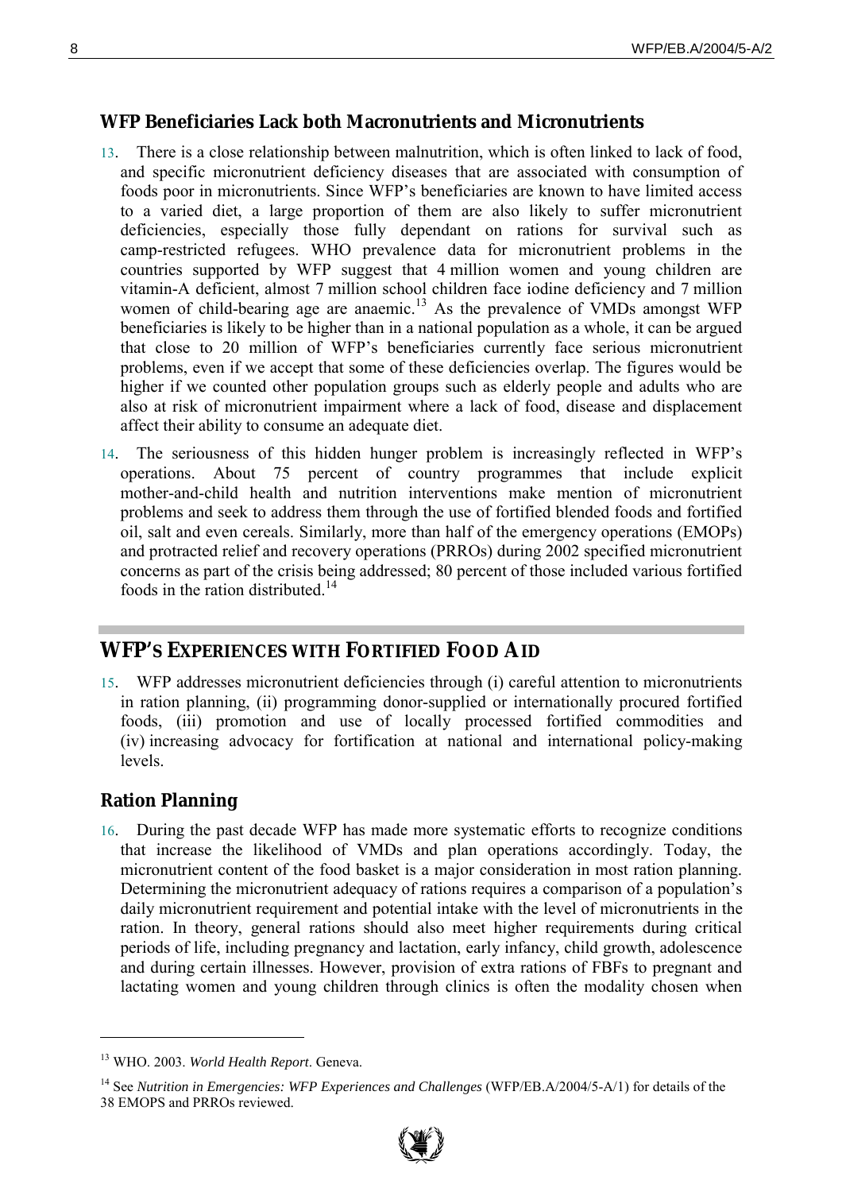### WFP Beneficiaries Lack both Macronutrients and Micronutrients

13. There is a close relationship between malnutrition, which is often linked to lack of food, and specific micronutrient deficiency diseases that are associated with consumption of foods poor in micronutrients. Since WFP's beneficiaries are known to have limited access to a varied diet, a large proportion of them are also likely to suffer micronutrient deficiencies, especially those fully dependant on rations for survival such as camp-restricted refugees. WHO prevalence data for micronutrient problems in the countries supported by WFP suggest that 4 million women and young children are vitamin-A deficient, almost 7 million school children face iodine deficiency and 7 million women of child-bearing age are anaemic.[13] As the prevalence of VMDs amongst WFP beneficiaries is likely to be higher than in a national population as a whole, it can be argued that close to 20 million of WFP's beneficiaries currently face serious micronutrient problems, even if we accept that some of these deficiencies overlap. The figures would be higher if we counted other population groups such as elderly people and adults who are also at risk of micronutrient impairment where a lack of food, disease and displacement affect their ability to consume an adequate diet.

14. The seriousness of this hidden hunger problem is increasingly reflected in WFP's operations. About 75 percent of country programmes that include explicit mother-and-child health and nutrition interventions make mention of micronutrient problems and seek to address them through the use of fortified blended foods and fortified oil, salt and even cereals. Similarly, more than half of the emergency operations (EMOPs) and protracted relief and recovery operations (PRROs) during 2002 specified micronutrient concerns as part of the crisis being addressed; 80 percent of those included various fortified foods in the ration distributed.[14]

## WFP'S EXPERIENCES WITH FORTIFIED FOOD AID

15. WFP addresses micronutrient deficiencies through (i) careful attention to micronutrients in ration planning, (ii) programming donor-supplied or internationally procured fortified foods, (iii) promotion and use of locally processed fortified commodities and (iv) increasing advocacy for fortification at national and international policy-making levels.

### Ration Planning

16. During the past decade WFP has made more systematic efforts to recognize conditions that increase the likelihood of VMDs and plan operations accordingly. Today, the micronutrient content of the food basket is a major consideration in most ration planning. Determining the micronutrient adequacy of rations requires a comparison of a population's daily micronutrient requirement and potential intake with the level of micronutrients in the ration. In theory, general rations should also meet higher requirements during critical periods of life, including pregnancy and lactation, early infancy, child growth, adolescence and during certain illnesses. However, provision of extra rations of FBFs to pregnant and lactating women and young children through clinics is often the modality chosen when

---

[13] WHO. 2003. *World Health Report*. Geneva.

[14] See *Nutrition in Emergencies: WFP Experiences and Challenges* (WFP/EB.A/2004/5-A/1) for details of the 38 EMOPS and PRROs reviewed.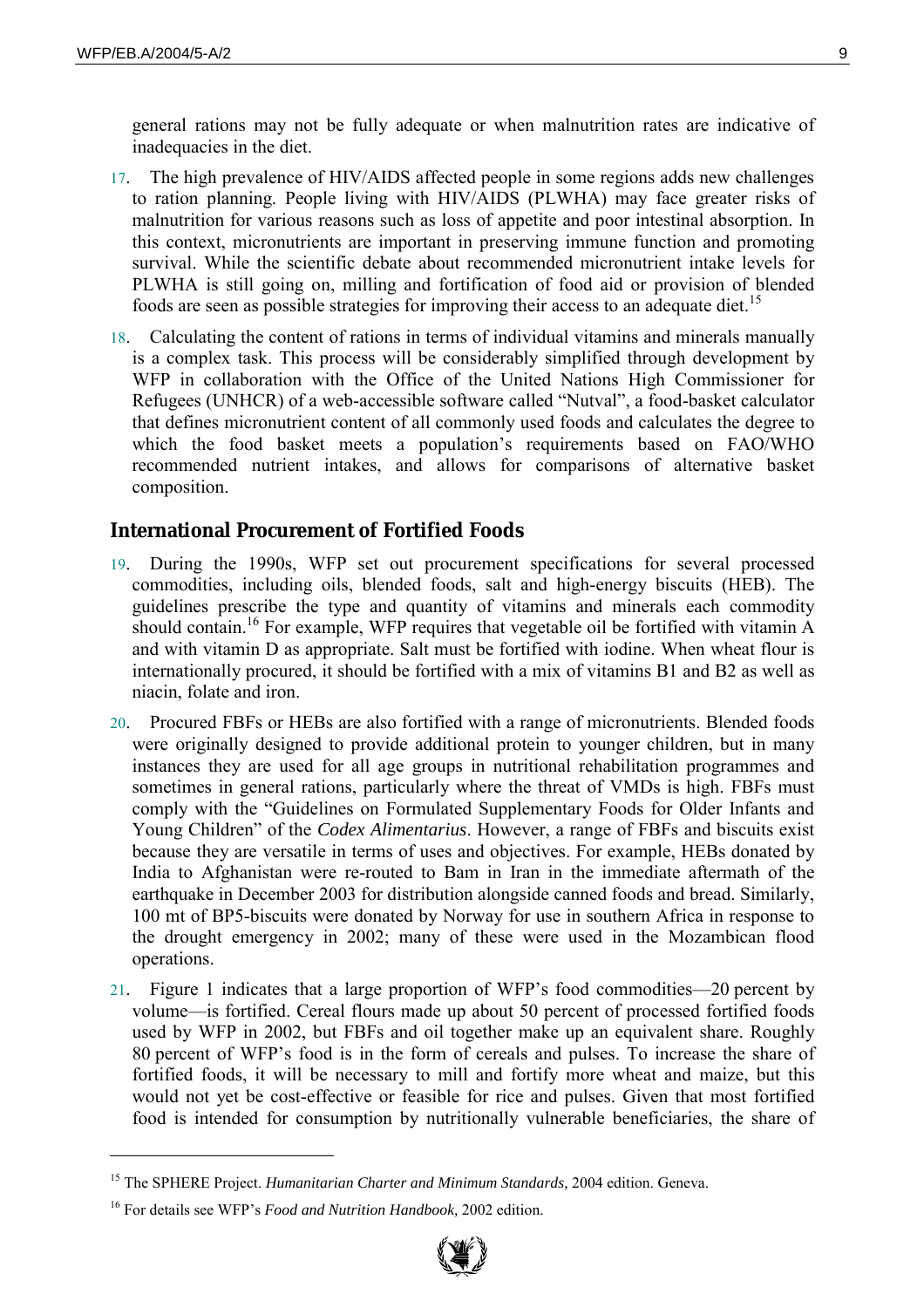general rations may not be fully adequate or when malnutrition rates are indicative of inadequacies in the diet.

17. The high prevalence of HIV/AIDS affected people in some regions adds new challenges to ration planning. People living with HIV/AIDS (PLWHA) may face greater risks of malnutrition for various reasons such as loss of appetite and poor intestinal absorption. In this context, micronutrients are important in preserving immune function and promoting survival. While the scientific debate about recommended micronutrient intake levels for PLWHA is still going on, milling and fortification of food aid or provision of blended foods are seen as possible strategies for improving their access to an adequate diet.[15]

18. Calculating the content of rations in terms of individual vitamins and minerals manually is a complex task. This process will be considerably simplified through development by WFP in collaboration with the Office of the United Nations High Commissioner for Refugees (UNHCR) of a web-accessible software called "Nutval", a food-basket calculator that defines micronutrient content of all commonly used foods and calculates the degree to which the food basket meets a population's requirements based on FAO/WHO recommended nutrient intakes, and allows for comparisons of alternative basket composition.

## International Procurement of Fortified Foods

19. During the 1990s, WFP set out procurement specifications for several processed commodities, including oils, blended foods, salt and high-energy biscuits (HEB). The guidelines prescribe the type and quantity of vitamins and minerals each commodity should contain.[16] For example, WFP requires that vegetable oil be fortified with vitamin A and with vitamin D as appropriate. Salt must be fortified with iodine. When wheat flour is internationally procured, it should be fortified with a mix of vitamins B1 and B2 as well as niacin, folate and iron.

20. Procured FBFs or HEBs are also fortified with a range of micronutrients. Blended foods were originally designed to provide additional protein to younger children, but in many instances they are used for all age groups in nutritional rehabilitation programmes and sometimes in general rations, particularly where the threat of VMDs is high. FBFs must comply with the "Guidelines on Formulated Supplementary Foods for Older Infants and Young Children" of the *Codex Alimentarius*. However, a range of FBFs and biscuits exist because they are versatile in terms of uses and objectives. For example, HEBs donated by India to Afghanistan were re-routed to Bam in Iran in the immediate aftermath of the earthquake in December 2003 for distribution alongside canned foods and bread. Similarly, 100 mt of BP5-biscuits were donated by Norway for use in southern Africa in response to the drought emergency in 2002; many of these were used in the Mozambican flood operations.

21. Figure 1 indicates that a large proportion of WFP's food commodities—20 percent by volume—is fortified. Cereal flours made up about 50 percent of processed fortified foods used by WFP in 2002, but FBFs and oil together make up an equivalent share. Roughly 80 percent of WFP's food is in the form of cereals and pulses. To increase the share of fortified foods, it will be necessary to mill and fortify more wheat and maize, but this would not yet be cost-effective or feasible for rice and pulses. Given that most fortified food is intended for consumption by nutritionally vulnerable beneficiaries, the share of

---

[15] The SPHERE Project. *Humanitarian Charter and Minimum Standards,* 2004 edition. Geneva.

[16] For details see WFP's *Food and Nutrition Handbook,* 2002 edition.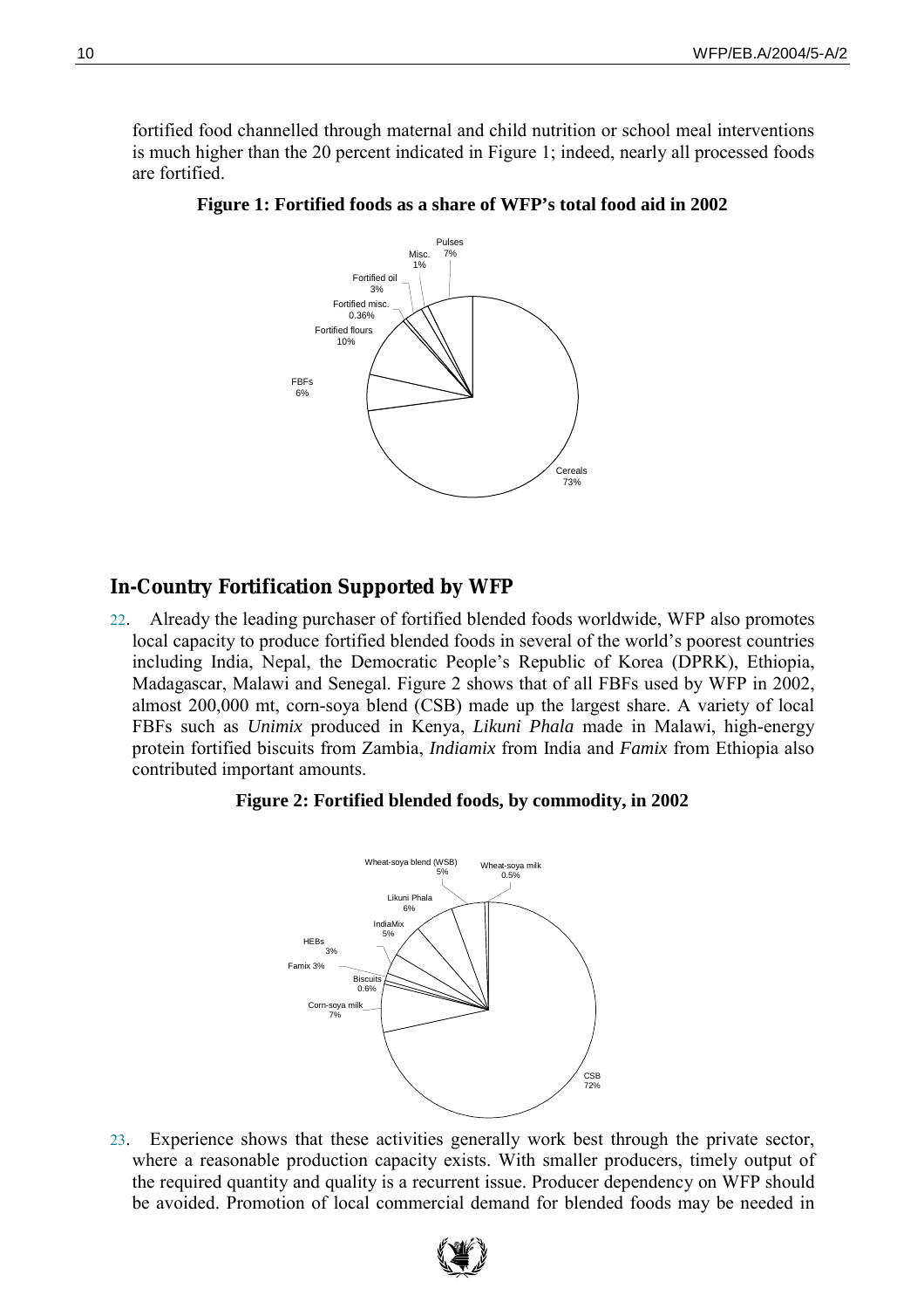fortified food channelled through maternal and child nutrition or school meal interventions is much higher than the 20 percent indicated in Figure 1; indeed, nearly all processed foods are fortified.

**Figure 1: Fortified foods as a share of WFP's total food aid in 2002**

Pulses 7%
Misc. 1%
Fortified oil 3%
Fortified misc. 0.36%
Fortified flours 10%
FBFs 6%
Cereals 73%

## In-Country Fortification Supported by WFP

22. Already the leading purchaser of fortified blended foods worldwide, WFP also promotes local capacity to produce fortified blended foods in several of the world's poorest countries including India, Nepal, the Democratic People's Republic of Korea (DPRK), Ethiopia, Madagascar, Malawi and Senegal. Figure 2 shows that of all FBFs used by WFP in 2002, almost 200,000 mt, corn-soya blend (CSB) made up the largest share. A variety of local FBFs such as *Unimix* produced in Kenya, *Likuni Phala* made in Malawi, high-energy protein fortified biscuits from Zambia, *Indiamix* from India and *Famix* from Ethiopia also contributed important amounts.

**Figure 2: Fortified blended foods, by commodity, in 2002**

Wheat-soya blend (WSB) 5%
Wheat-soya milk 0.5%
Likuni Phala 6%
IndiaMix 5%
HEBs 3%
Famix 3%
Biscuits 0.6%
Corn-soya milk 7%
CSB 72%

23. Experience shows that these activities generally work best through the private sector, where a reasonable production capacity exists. With smaller producers, timely output of the required quantity and quality is a recurrent issue. Producer dependency on WFP should be avoided. Promotion of local commercial demand for blended foods may be needed in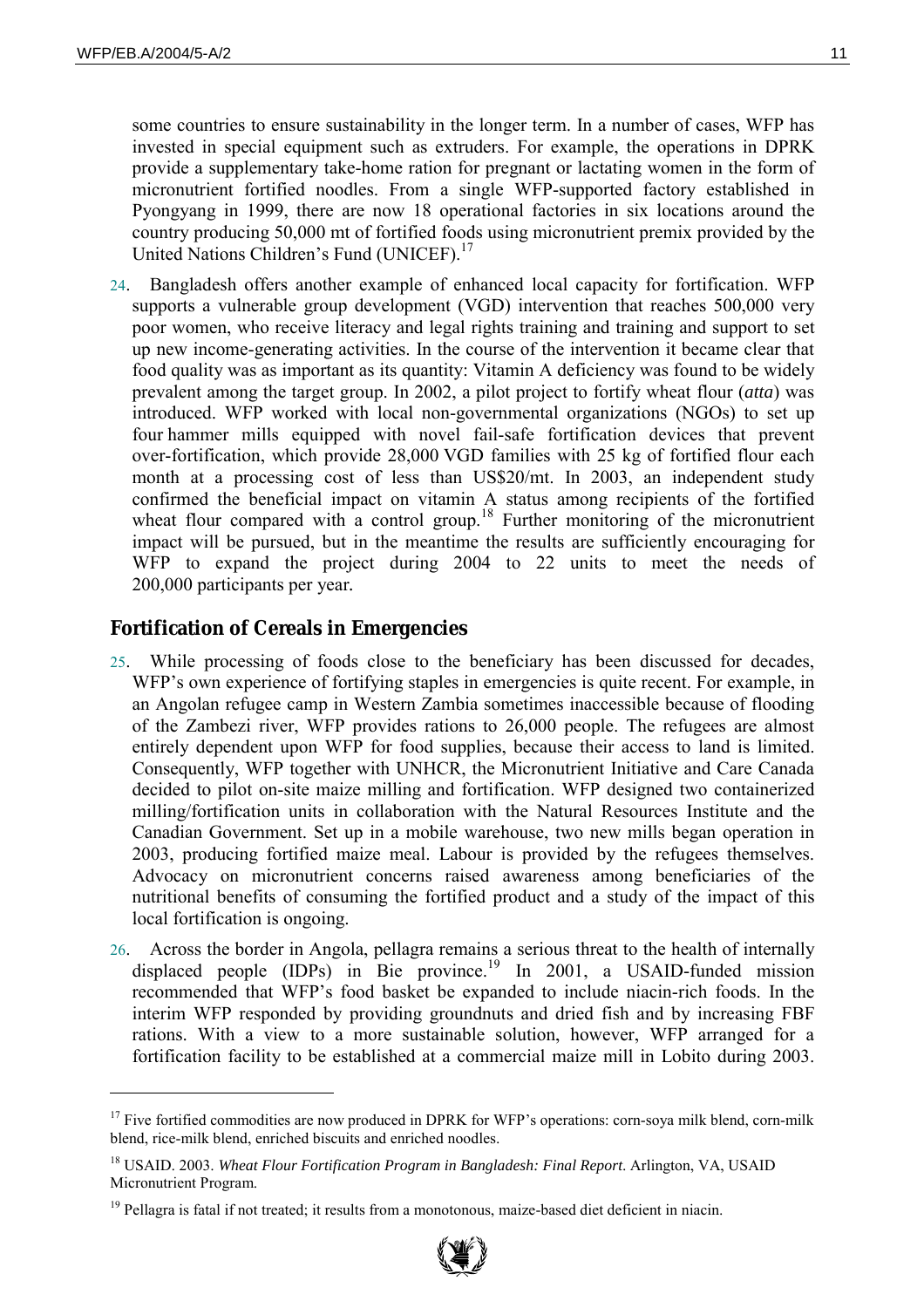some countries to ensure sustainability in the longer term. In a number of cases, WFP has invested in special equipment such as extruders. For example, the operations in DPRK provide a supplementary take-home ration for pregnant or lactating women in the form of micronutrient fortified noodles. From a single WFP-supported factory established in Pyongyang in 1999, there are now 18 operational factories in six locations around the country producing 50,000 mt of fortified foods using micronutrient premix provided by the United Nations Children's Fund (UNICEF).[17]

24. Bangladesh offers another example of enhanced local capacity for fortification. WFP supports a vulnerable group development (VGD) intervention that reaches 500,000 very poor women, who receive literacy and legal rights training and training and support to set up new income-generating activities. In the course of the intervention it became clear that food quality was as important as its quantity: Vitamin A deficiency was found to be widely prevalent among the target group. In 2002, a pilot project to fortify wheat flour (*atta*) was introduced. WFP worked with local non-governmental organizations (NGOs) to set up four hammer mills equipped with novel fail-safe fortification devices that prevent over-fortification, which provide 28,000 VGD families with 25 kg of fortified flour each month at a processing cost of less than US$20/mt. In 2003, an independent study confirmed the beneficial impact on vitamin A status among recipients of the fortified wheat flour compared with a control group.[18] Further monitoring of the micronutrient impact will be pursued, but in the meantime the results are sufficiently encouraging for WFP to expand the project during 2004 to 22 units to meet the needs of 200,000 participants per year.

## Fortification of Cereals in Emergencies

25. While processing of foods close to the beneficiary has been discussed for decades, WFP's own experience of fortifying staples in emergencies is quite recent. For example, in an Angolan refugee camp in Western Zambia sometimes inaccessible because of flooding of the Zambezi river, WFP provides rations to 26,000 people. The refugees are almost entirely dependent upon WFP for food supplies, because their access to land is limited. Consequently, WFP together with UNHCR, the Micronutrient Initiative and Care Canada decided to pilot on-site maize milling and fortification. WFP designed two containerized milling/fortification units in collaboration with the Natural Resources Institute and the Canadian Government. Set up in a mobile warehouse, two new mills began operation in 2003, producing fortified maize meal. Labour is provided by the refugees themselves. Advocacy on micronutrient concerns raised awareness among beneficiaries of the nutritional benefits of consuming the fortified product and a study of the impact of this local fortification is ongoing.

26. Across the border in Angola, pellagra remains a serious threat to the health of internally displaced people (IDPs) in Bie province.[19] In 2001, a USAID-funded mission recommended that WFP's food basket be expanded to include niacin-rich foods. In the interim WFP responded by providing groundnuts and dried fish and by increasing FBF rations. With a view to a more sustainable solution, however, WFP arranged for a fortification facility to be established at a commercial maize mill in Lobito during 2003.

---

[17] Five fortified commodities are now produced in DPRK for WFP's operations: corn-soya milk blend, corn-milk blend, rice-milk blend, enriched biscuits and enriched noodles.

[18] USAID. 2003. *Wheat Flour Fortification Program in Bangladesh: Final Report*. Arlington, VA, USAID Micronutrient Program.

[19] Pellagra is fatal if not treated; it results from a monotonous, maize-based diet deficient in niacin.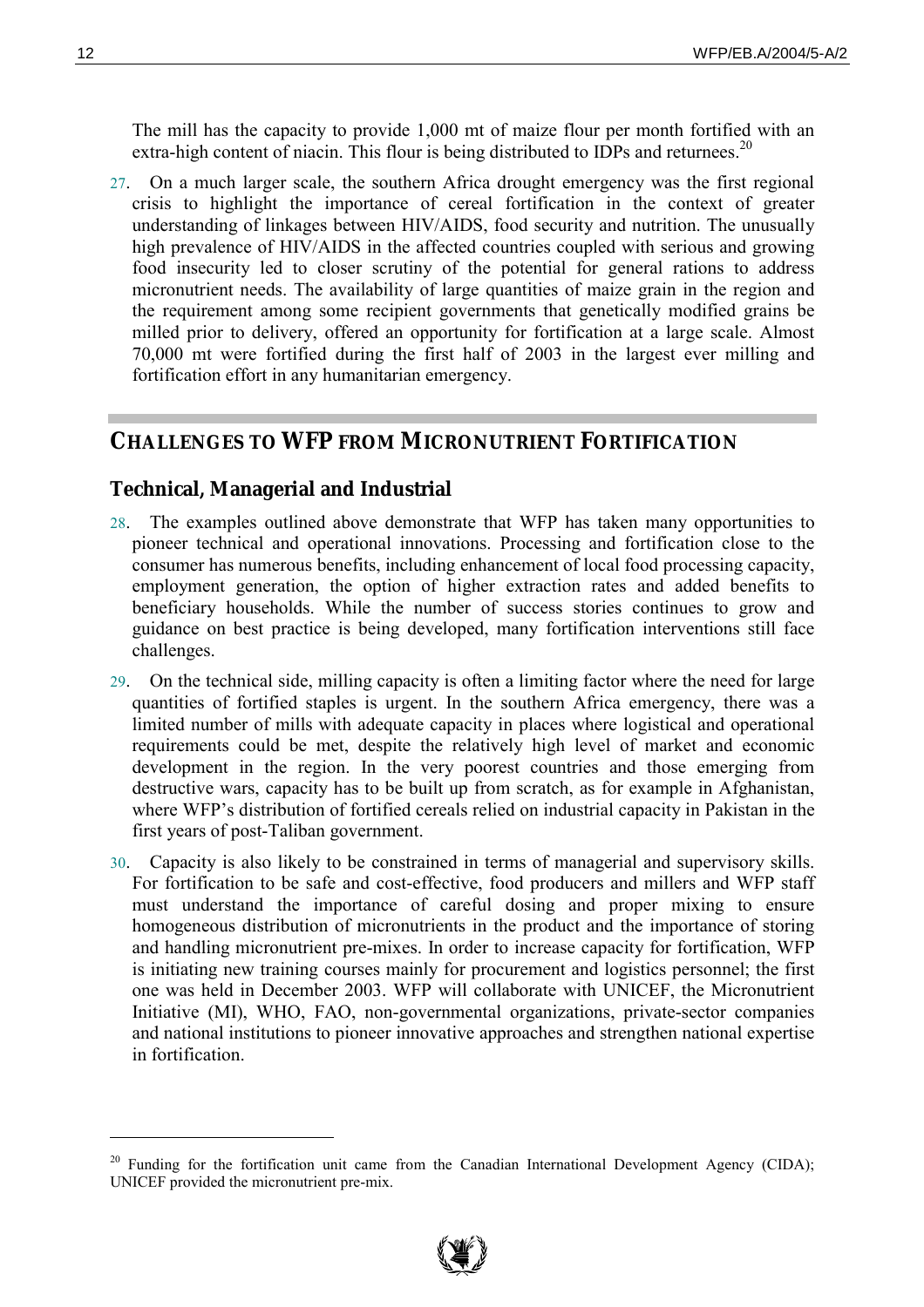The mill has the capacity to provide 1,000 mt of maize flour per month fortified with an extra-high content of niacin. This flour is being distributed to IDPs and returnees.[20]

27. On a much larger scale, the southern Africa drought emergency was the first regional crisis to highlight the importance of cereal fortification in the context of greater understanding of linkages between HIV/AIDS, food security and nutrition. The unusually high prevalence of HIV/AIDS in the affected countries coupled with serious and growing food insecurity led to closer scrutiny of the potential for general rations to address micronutrient needs. The availability of large quantities of maize grain in the region and the requirement among some recipient governments that genetically modified grains be milled prior to delivery, offered an opportunity for fortification at a large scale. Almost 70,000 mt were fortified during the first half of 2003 in the largest ever milling and fortification effort in any humanitarian emergency.

## CHALLENGES TO WFP FROM MICRONUTRIENT FORTIFICATION

### Technical, Managerial and Industrial

28. The examples outlined above demonstrate that WFP has taken many opportunities to pioneer technical and operational innovations. Processing and fortification close to the consumer has numerous benefits, including enhancement of local food processing capacity, employment generation, the option of higher extraction rates and added benefits to beneficiary households. While the number of success stories continues to grow and guidance on best practice is being developed, many fortification interventions still face challenges.

29. On the technical side, milling capacity is often a limiting factor where the need for large quantities of fortified staples is urgent. In the southern Africa emergency, there was a limited number of mills with adequate capacity in places where logistical and operational requirements could be met, despite the relatively high level of market and economic development in the region. In the very poorest countries and those emerging from destructive wars, capacity has to be built up from scratch, as for example in Afghanistan, where WFP's distribution of fortified cereals relied on industrial capacity in Pakistan in the first years of post-Taliban government.

30. Capacity is also likely to be constrained in terms of managerial and supervisory skills. For fortification to be safe and cost-effective, food producers and millers and WFP staff must understand the importance of careful dosing and proper mixing to ensure homogeneous distribution of micronutrients in the product and the importance of storing and handling micronutrient pre-mixes. In order to increase capacity for fortification, WFP is initiating new training courses mainly for procurement and logistics personnel; the first one was held in December 2003. WFP will collaborate with UNICEF, the Micronutrient Initiative (MI), WHO, FAO, non-governmental organizations, private-sector companies and national institutions to pioneer innovative approaches and strengthen national expertise in fortification.

---

[20] Funding for the fortification unit came from the Canadian International Development Agency (CIDA); UNICEF provided the micronutrient pre-mix.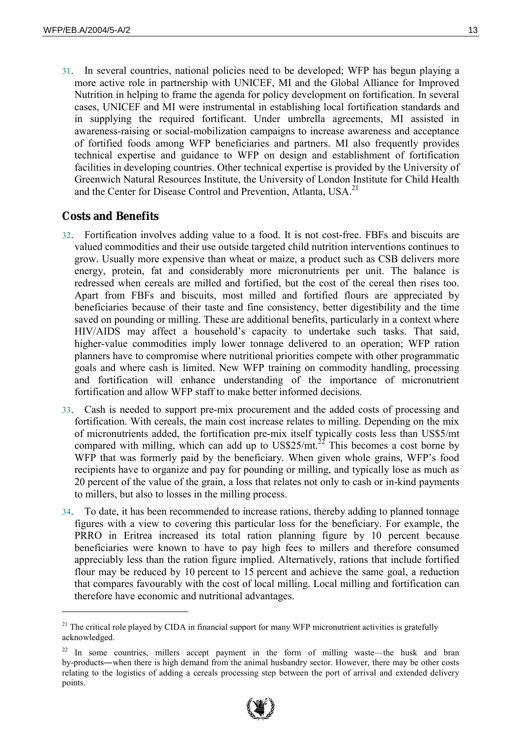31. In several countries, national policies need to be developed; WFP has begun playing a more active role in partnership with UNICEF, MI and the Global Alliance for Improved Nutrition in helping to frame the agenda for policy development on fortification. In several cases, UNICEF and MI were instrumental in establishing local fortification standards and in supplying the required fortificant. Under umbrella agreements, MI assisted in awareness-raising or social-mobilization campaigns to increase awareness and acceptance of fortified foods among WFP beneficiaries and partners. MI also frequently provides technical expertise and guidance to WFP on design and establishment of fortification facilities in developing countries. Other technical expertise is provided by the University of Greenwich Natural Resources Institute, the University of London Institute for Child Health and the Center for Disease Control and Prevention, Atlanta, USA.[21]

## Costs and Benefits

32. Fortification involves adding value to a food. It is not cost-free. FBFs and biscuits are valued commodities and their use outside targeted child nutrition interventions continues to grow. Usually more expensive than wheat or maize, a product such as CSB delivers more energy, protein, fat and considerably more micronutrients per unit. The balance is redressed when cereals are milled and fortified, but the cost of the cereal then rises too. Apart from FBFs and biscuits, most milled and fortified flours are appreciated by beneficiaries because of their taste and fine consistency, better digestibility and the time saved on pounding or milling. These are additional benefits, particularly in a context where HIV/AIDS may affect a household's capacity to undertake such tasks. That said, higher-value commodities imply lower tonnage delivered to an operation; WFP ration planners have to compromise where nutritional priorities compete with other programmatic goals and where cash is limited. New WFP training on commodity handling, processing and fortification will enhance understanding of the importance of micronutrient fortification and allow WFP staff to make better informed decisions.

33. Cash is needed to support pre-mix procurement and the added costs of processing and fortification. With cereals, the main cost increase relates to milling. Depending on the mix of micronutrients added, the fortification pre-mix itself typically costs less than US$5/mt compared with milling, which can add up to US$25/mt.[22] This becomes a cost borne by WFP that was formerly paid by the beneficiary. When given whole grains, WFP's food recipients have to organize and pay for pounding or milling, and typically lose as much as 20 percent of the value of the grain, a loss that relates not only to cash or in-kind payments to millers, but also to losses in the milling process.

34. To date, it has been recommended to increase rations, thereby adding to planned tonnage figures with a view to covering this particular loss for the beneficiary. For example, the PRRO in Eritrea increased its total ration planning figure by 10 percent because beneficiaries were known to have to pay high fees to millers and therefore consumed appreciably less than the ration figure implied. Alternatively, rations that include fortified flour may be reduced by 10 percent to 15 percent and achieve the same goal, a reduction that compares favourably with the cost of local milling. Local milling and fortification can therefore have economic and nutritional advantages.

---

[21] The critical role played by CIDA in financial support for many WFP micronutrient activities is gratefully acknowledged.

[22] In some countries, millers accept payment in the form of milling waste—the husk and bran by-products—when there is high demand from the animal husbandry sector. However, there may be other costs relating to the logistics of adding a cereals processing step between the port of arrival and extended delivery points.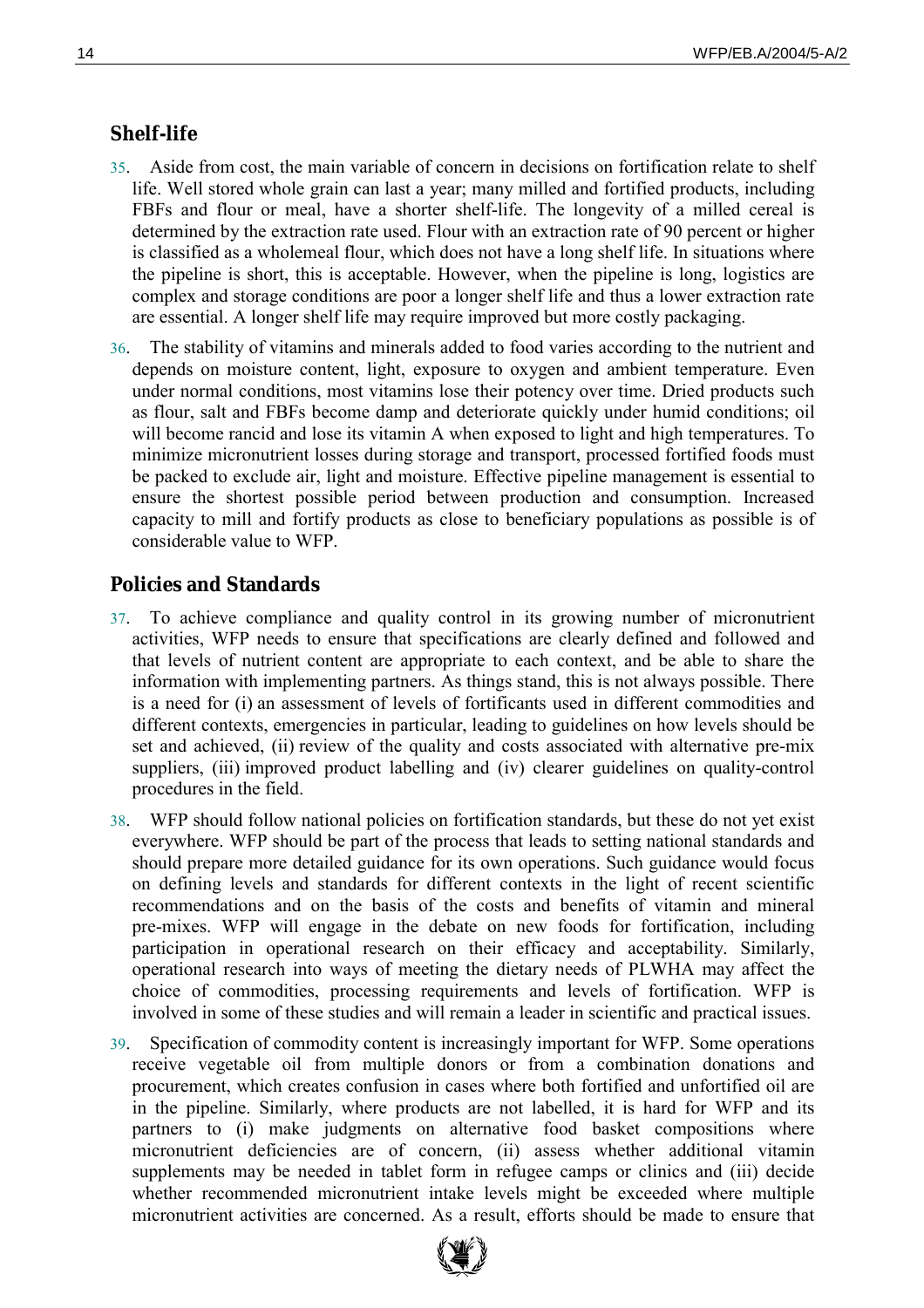## Shelf-life

35. Aside from cost, the main variable of concern in decisions on fortification relate to shelf life. Well stored whole grain can last a year; many milled and fortified products, including FBFs and flour or meal, have a shorter shelf-life. The longevity of a milled cereal is determined by the extraction rate used. Flour with an extraction rate of 90 percent or higher is classified as a wholemeal flour, which does not have a long shelf life. In situations where the pipeline is short, this is acceptable. However, when the pipeline is long, logistics are complex and storage conditions are poor a longer shelf life and thus a lower extraction rate are essential. A longer shelf life may require improved but more costly packaging.

36. The stability of vitamins and minerals added to food varies according to the nutrient and depends on moisture content, light, exposure to oxygen and ambient temperature. Even under normal conditions, most vitamins lose their potency over time. Dried products such as flour, salt and FBFs become damp and deteriorate quickly under humid conditions; oil will become rancid and lose its vitamin A when exposed to light and high temperatures. To minimize micronutrient losses during storage and transport, processed fortified foods must be packed to exclude air, light and moisture. Effective pipeline management is essential to ensure the shortest possible period between production and consumption. Increased capacity to mill and fortify products as close to beneficiary populations as possible is of considerable value to WFP.

## Policies and Standards

37. To achieve compliance and quality control in its growing number of micronutrient activities, WFP needs to ensure that specifications are clearly defined and followed and that levels of nutrient content are appropriate to each context, and be able to share the information with implementing partners. As things stand, this is not always possible. There is a need for (i) an assessment of levels of fortificants used in different commodities and different contexts, emergencies in particular, leading to guidelines on how levels should be set and achieved, (ii) review of the quality and costs associated with alternative pre-mix suppliers, (iii) improved product labelling and (iv) clearer guidelines on quality-control procedures in the field.

38. WFP should follow national policies on fortification standards, but these do not yet exist everywhere. WFP should be part of the process that leads to setting national standards and should prepare more detailed guidance for its own operations. Such guidance would focus on defining levels and standards for different contexts in the light of recent scientific recommendations and on the basis of the costs and benefits of vitamin and mineral pre-mixes. WFP will engage in the debate on new foods for fortification, including participation in operational research on their efficacy and acceptability. Similarly, operational research into ways of meeting the dietary needs of PLWHA may affect the choice of commodities, processing requirements and levels of fortification. WFP is involved in some of these studies and will remain a leader in scientific and practical issues.

39. Specification of commodity content is increasingly important for WFP. Some operations receive vegetable oil from multiple donors or from a combination donations and procurement, which creates confusion in cases where both fortified and unfortified oil are in the pipeline. Similarly, where products are not labelled, it is hard for WFP and its partners to (i) make judgments on alternative food basket compositions where micronutrient deficiencies are of concern, (ii) assess whether additional vitamin supplements may be needed in tablet form in refugee camps or clinics and (iii) decide whether recommended micronutrient intake levels might be exceeded where multiple micronutrient activities are concerned. As a result, efforts should be made to ensure that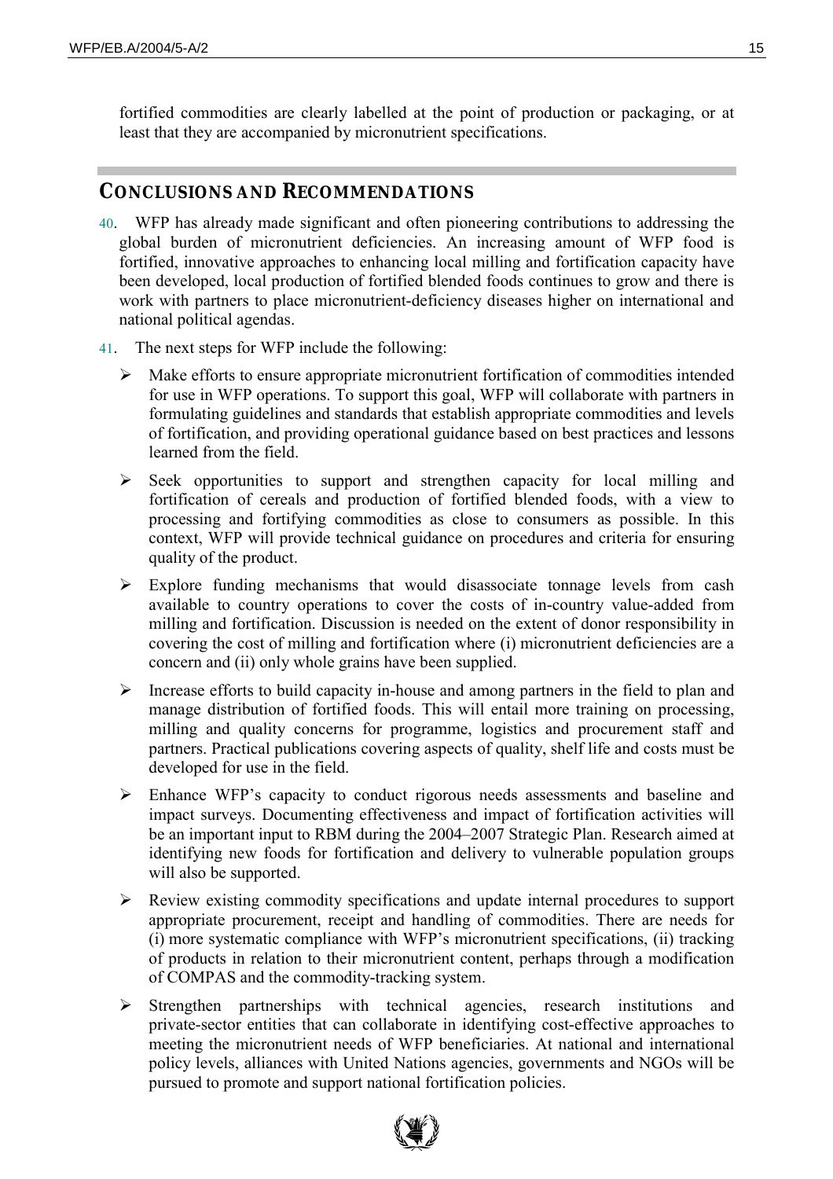fortified commodities are clearly labelled at the point of production or packaging, or at least that they are accompanied by micronutrient specifications.

## CONCLUSIONS AND RECOMMENDATIONS

40. WFP has already made significant and often pioneering contributions to addressing the global burden of micronutrient deficiencies. An increasing amount of WFP food is fortified, innovative approaches to enhancing local milling and fortification capacity have been developed, local production of fortified blended foods continues to grow and there is work with partners to place micronutrient-deficiency diseases higher on international and national political agendas.

41. The next steps for WFP include the following:

   - Make efforts to ensure appropriate micronutrient fortification of commodities intended for use in WFP operations. To support this goal, WFP will collaborate with partners in formulating guidelines and standards that establish appropriate commodities and levels of fortification, and providing operational guidance based on best practices and lessons learned from the field.
   - Seek opportunities to support and strengthen capacity for local milling and fortification of cereals and production of fortified blended foods, with a view to processing and fortifying commodities as close to consumers as possible. In this context, WFP will provide technical guidance on procedures and criteria for ensuring quality of the product.
   - Explore funding mechanisms that would disassociate tonnage levels from cash available to country operations to cover the costs of in-country value-added from milling and fortification. Discussion is needed on the extent of donor responsibility in covering the cost of milling and fortification where (i) micronutrient deficiencies are a concern and (ii) only whole grains have been supplied.
   - Increase efforts to build capacity in-house and among partners in the field to plan and manage distribution of fortified foods. This will entail more training on processing, milling and quality concerns for programme, logistics and procurement staff and partners. Practical publications covering aspects of quality, shelf life and costs must be developed for use in the field.
   - Enhance WFP's capacity to conduct rigorous needs assessments and baseline and impact surveys. Documenting effectiveness and impact of fortification activities will be an important input to RBM during the 2004–2007 Strategic Plan. Research aimed at identifying new foods for fortification and delivery to vulnerable population groups will also be supported.
   - Review existing commodity specifications and update internal procedures to support appropriate procurement, receipt and handling of commodities. There are needs for (i) more systematic compliance with WFP's micronutrient specifications, (ii) tracking of products in relation to their micronutrient content, perhaps through a modification of COMPAS and the commodity-tracking system.
   - Strengthen partnerships with technical agencies, research institutions and private-sector entities that can collaborate in identifying cost-effective approaches to meeting the micronutrient needs of WFP beneficiaries. At national and international policy levels, alliances with United Nations agencies, governments and NGOs will be pursued to promote and support national fortification policies.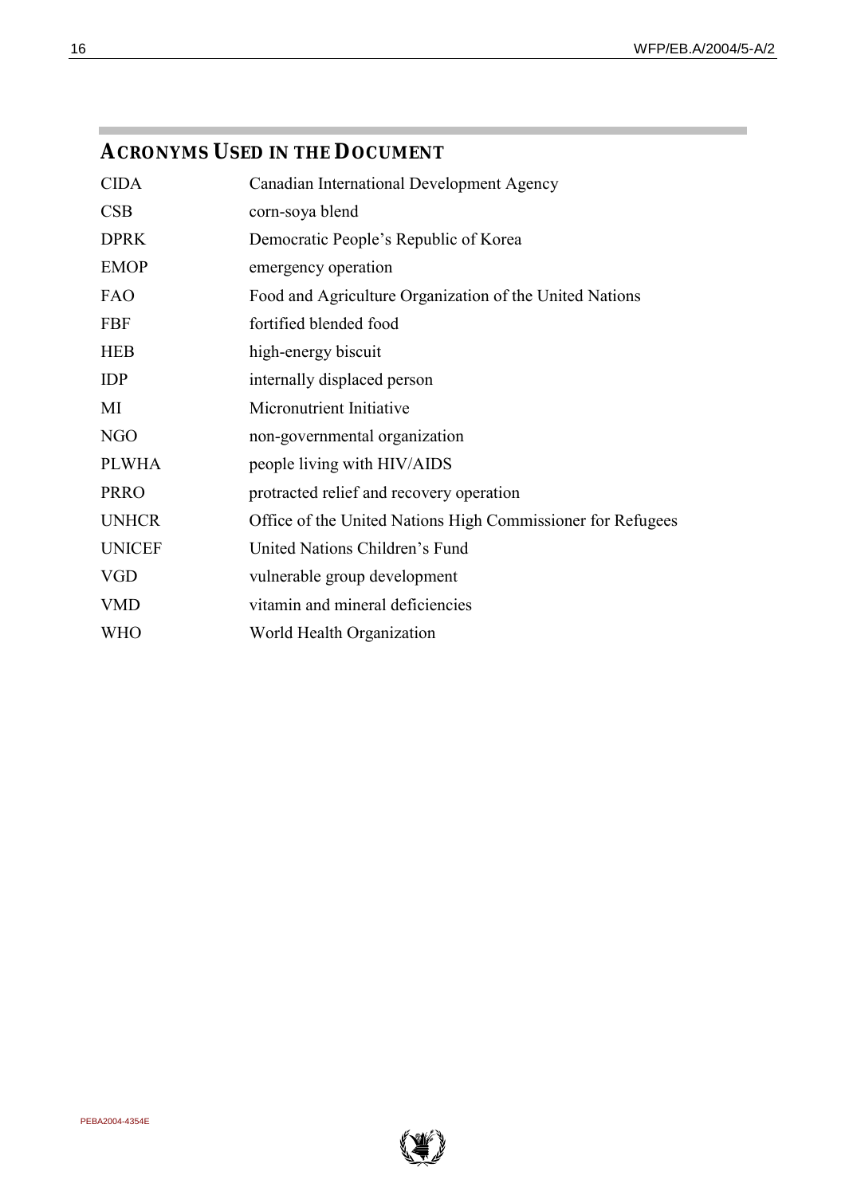## ACRONYMS USED IN THE DOCUMENT

| | |
|---|---|
| CIDA | Canadian International Development Agency |
| CSB | corn-soya blend |
| DPRK | Democratic People's Republic of Korea |
| EMOP | emergency operation |
| FAO | Food and Agriculture Organization of the United Nations |
| FBF | fortified blended food |
| HEB | high-energy biscuit |
| IDP | internally displaced person |
| MI | Micronutrient Initiative |
| NGO | non-governmental organization |
| PLWHA | people living with HIV/AIDS |
| PRRO | protracted relief and recovery operation |
| UNHCR | Office of the United Nations High Commissioner for Refugees |
| UNICEF | United Nations Children's Fund |
| VGD | vulnerable group development |
| VMD | vitamin and mineral deficiencies |
| WHO | World Health Organization |

PEBA2004-4354E